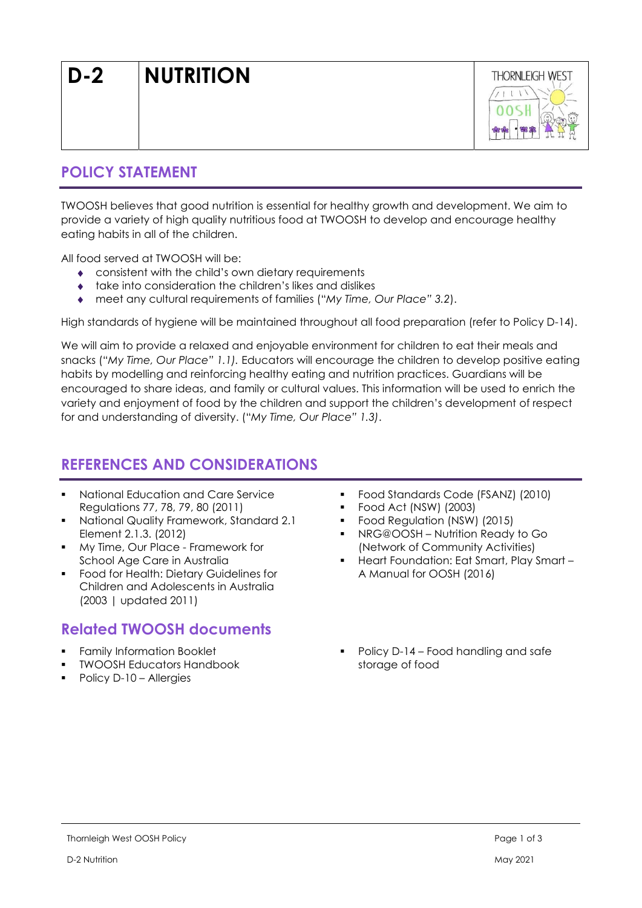# D-2 NUTRITION

## POLICY STATEMENT

TWOOSH believes that good nutrition is essential for healthy growth and development. We aim to provide a variety of high quality nutritious food at TWOOSH to develop and encourage healthy eating habits in all of the children.

All food served at TWOOSH will be:

- consistent with the child's own dietary requirements
- take into consideration the children's likes and dislikes
- meet any cultural requirements of families (*"My Time, Our Place" 3.2*).

High standards of hygiene will be maintained throughout all food preparation (refer to Policy D-14).

We will aim to provide a relaxed and enjoyable environment for children to eat their meals and snacks (*"My Time, Our Place" 1.1).* Educators will encourage the children to develop positive eating habits by modelling and reinforcing healthy eating and nutrition practices. Guardians will be encouraged to share ideas, and family or cultural values. This information will be used to enrich the variety and enjoyment of food by the children and support the children's development of respect for and understanding of diversity. (*"My Time, Our Place" 1.3)*.

## REFERENCES AND CONSIDERATIONS

- National Education and Care Service Regulations 77, 78, 79, 80 (2011)
- National Quality Framework, Standard 2.1 Element 2.1.3. (2012)
- My Time, Our Place - Framework for School Age Care in Australia
- Food for Health: Dietary Guidelines for Children and Adolescents in Australia (2003 | updated 2011)
- Food Standards Code (FSANZ) (2010)
- Food Act (NSW) (2003)
- Food Regulation (NSW) (2015)
- NRG@OOSH – Nutrition Ready to Go (Network of Community Activities)
- Heart Foundation: Eat Smart, Play Smart – A Manual for OOSH (2016)

## Related TWOOSH documents

- Family Information Booklet
- TWOOSH Educators Handbook
- Policy D-10 – Allergies
- Policy D-14 – Food handling and safe storage of food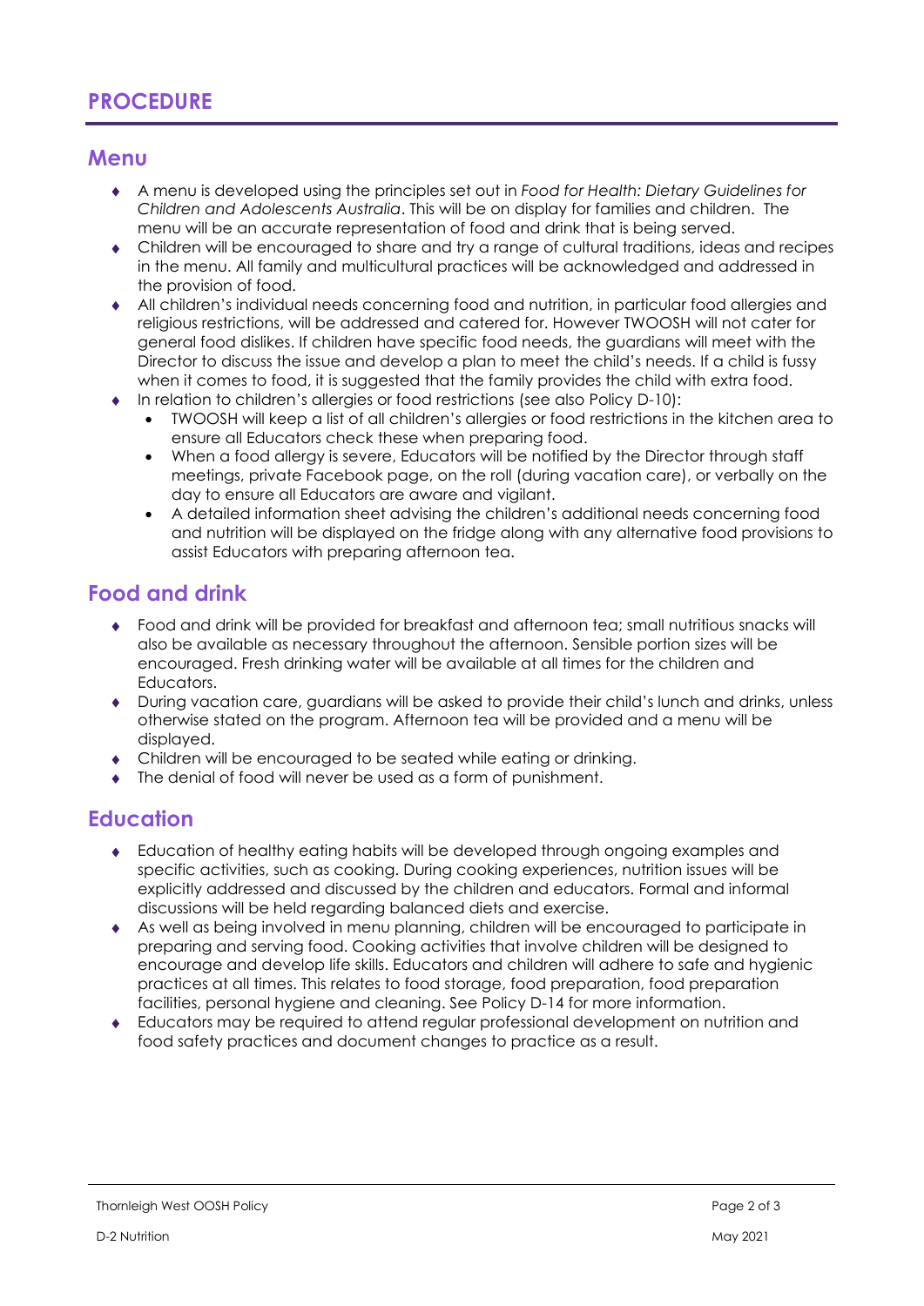# PROCEDURE

## Menu

- A menu is developed using the principles set out in *Food for Health: Dietary Guidelines for Children and Adolescents Australia*. This will be on display for families and children. The menu will be an accurate representation of food and drink that is being served.
- Children will be encouraged to share and try a range of cultural traditions, ideas and recipes in the menu. All family and multicultural practices will be acknowledged and addressed in the provision of food.
- All children's individual needs concerning food and nutrition, in particular food allergies and religious restrictions, will be addressed and catered for. However TWOOSH will not cater for general food dislikes. If children have specific food needs, the guardians will meet with the Director to discuss the issue and develop a plan to meet the child's needs. If a child is fussy when it comes to food, it is suggested that the family provides the child with extra food.
- In relation to children's allergies or food restrictions (see also Policy D-10):
  - TWOOSH will keep a list of all children's allergies or food restrictions in the kitchen area to ensure all Educators check these when preparing food.
  - When a food allergy is severe, Educators will be notified by the Director through staff meetings, private Facebook page, on the roll (during vacation care), or verbally on the day to ensure all Educators are aware and vigilant.
  - A detailed information sheet advising the children's additional needs concerning food and nutrition will be displayed on the fridge along with any alternative food provisions to assist Educators with preparing afternoon tea.

## Food and drink

- Food and drink will be provided for breakfast and afternoon tea; small nutritious snacks will also be available as necessary throughout the afternoon. Sensible portion sizes will be encouraged. Fresh drinking water will be available at all times for the children and Educators.
- During vacation care, guardians will be asked to provide their child's lunch and drinks, unless otherwise stated on the program. Afternoon tea will be provided and a menu will be displayed.
- Children will be encouraged to be seated while eating or drinking.
- The denial of food will never be used as a form of punishment.

## Education

- Education of healthy eating habits will be developed through ongoing examples and specific activities, such as cooking. During cooking experiences, nutrition issues will be explicitly addressed and discussed by the children and educators. Formal and informal discussions will be held regarding balanced diets and exercise.
- As well as being involved in menu planning, children will be encouraged to participate in preparing and serving food. Cooking activities that involve children will be designed to encourage and develop life skills. Educators and children will adhere to safe and hygienic practices at all times. This relates to food storage, food preparation, food preparation facilities, personal hygiene and cleaning. See Policy D-14 for more information.
- Educators may be required to attend regular professional development on nutrition and food safety practices and document changes to practice as a result.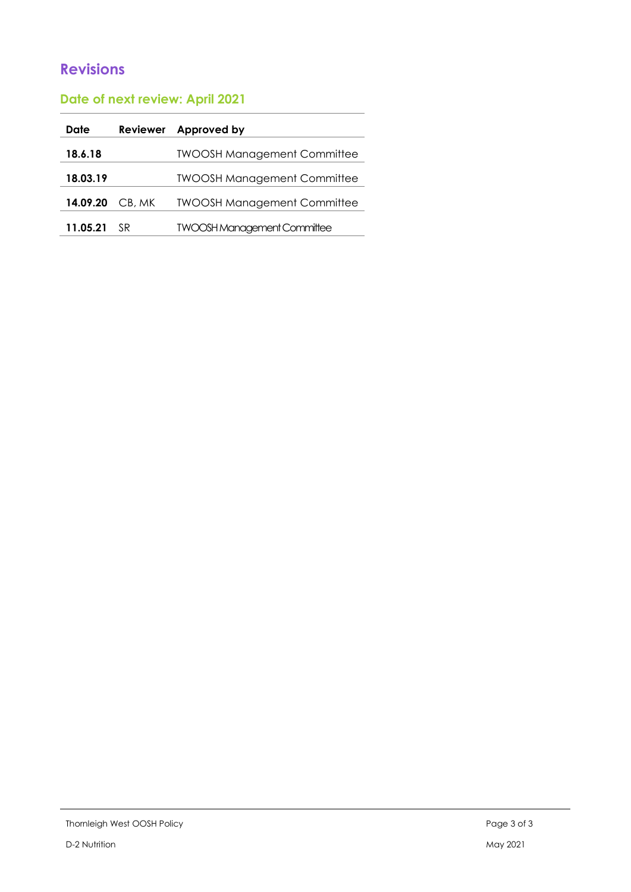## Revisions

### Date of next review: April 2021

| Date | Reviewer | Approved by |
|---|---|---|
| **18.6.18** | | TWOOSH Management Committee |
| **18.03.19** | | TWOOSH Management Committee |
| **14.09.20** | CB, MK | TWOOSH Management Committee |
| **11.05.21** | SR | TWOOSH Management Committee |